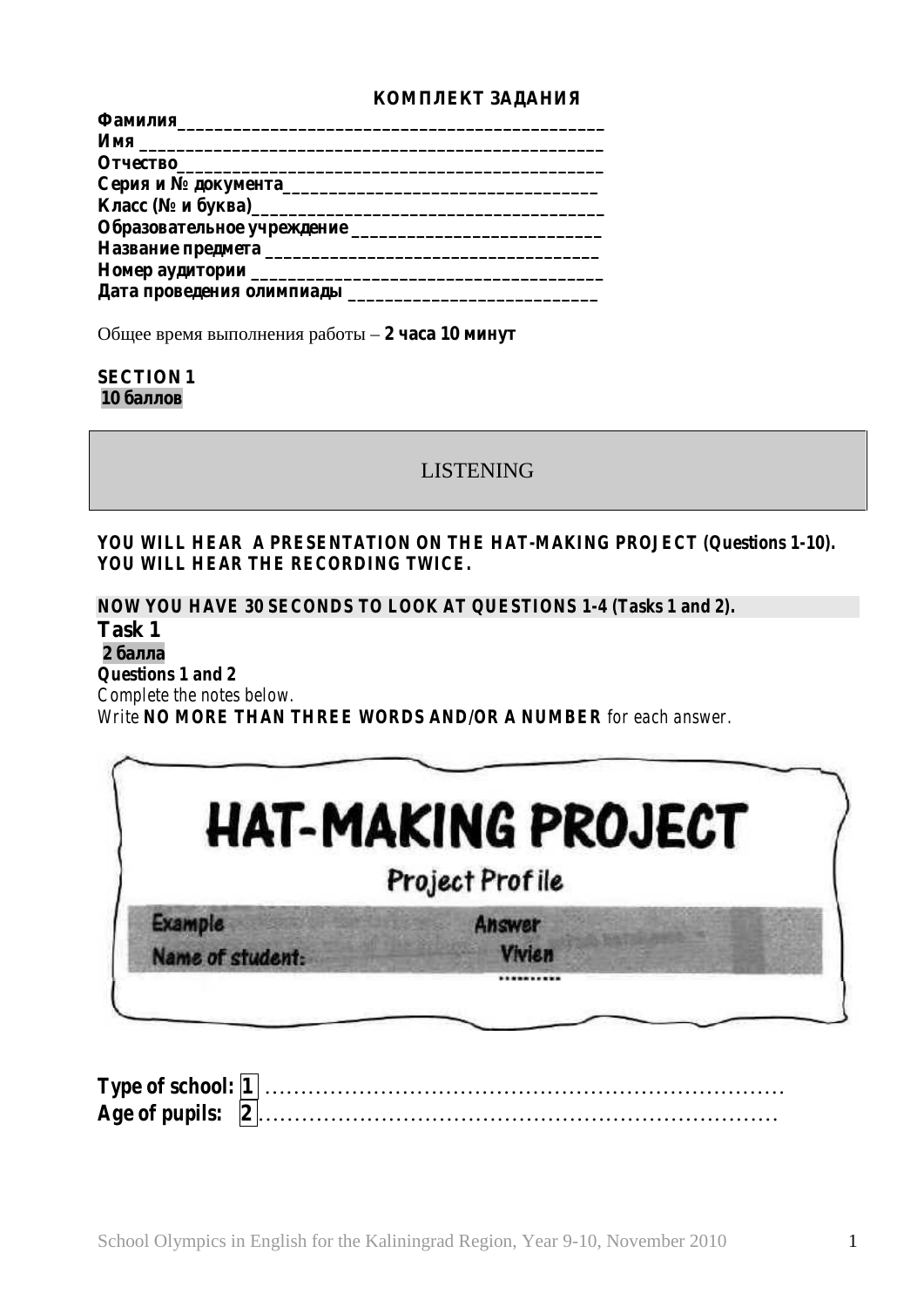**КОМПЛЕКТ ЗАДАНИЯ**

**Фамилия**_______________________________________________
**Имя** _________________________________________________
**Отчество**______________________________________________
**Серия и № документа**_________________________________
**Класс (№ и буква)**_____________________________________
**Образовательное учреждение** __________________________
**Название предмета** ___________________________________
**Номер аудитории** _____________________________________
**Дата проведения олимпиады** __________________________

Общее время выполнения работы – **2 часа 10 минут**

**SECTION 1**
**10 баллов**

## LISTENING

**YOU WILL HEAR A PRESENTATION ON THE HAT-MAKING PROJECT (Questions 1-10). YOU WILL HEAR THE RECORDING TWICE.**

**NOW YOU HAVE 30 SECONDS TO LOOK AT QUESTIONS 1-4 (Tasks 1 and 2).**

### Task 1

**2 балла**

**Questions 1 and 2**

*Complete the notes below.*

*Write* **NO MORE THAN THREE WORDS AND/OR A NUMBER** *for each answer.*

**HAT-MAKING PROJECT**

Project Profile

| Example | Answer |
|---|---|
| Name of student: | Vivien |

**Type of school:** **1** .................................................................
**Age of pupils:** **2** .................................................................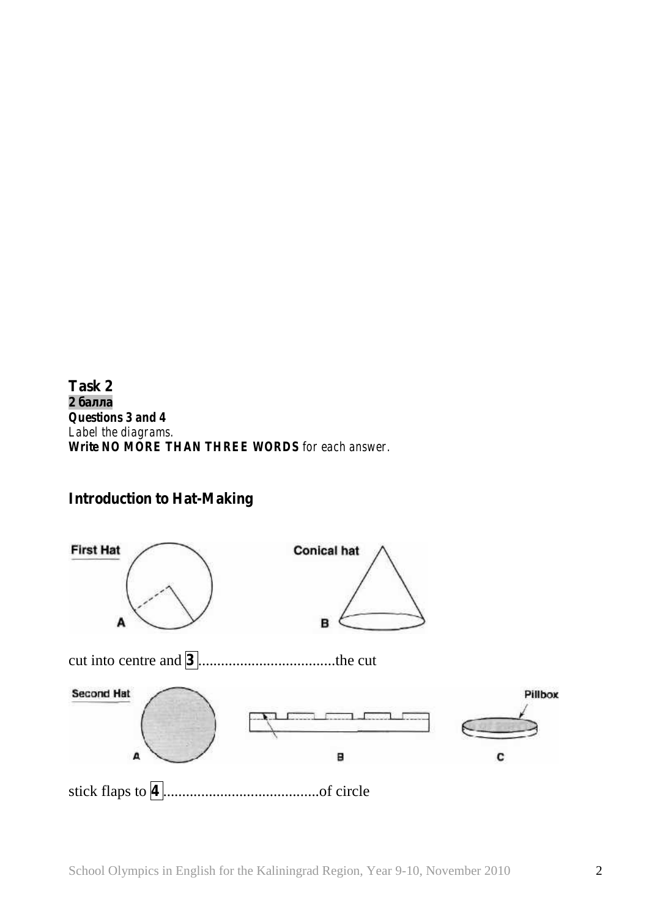**Task 2**
**2 балла**
***Questions 3 and 4***
*Label the diagrams.*
***Write NO MORE THAN THREE WORDS** for each answer.*

## Introduction to Hat-Making

First Hat

A

Conical hat

B

cut into centre and **3** ....................................the cut

Second Hat

A

B

Pillbox

C

stick flaps to **4** .........................................of circle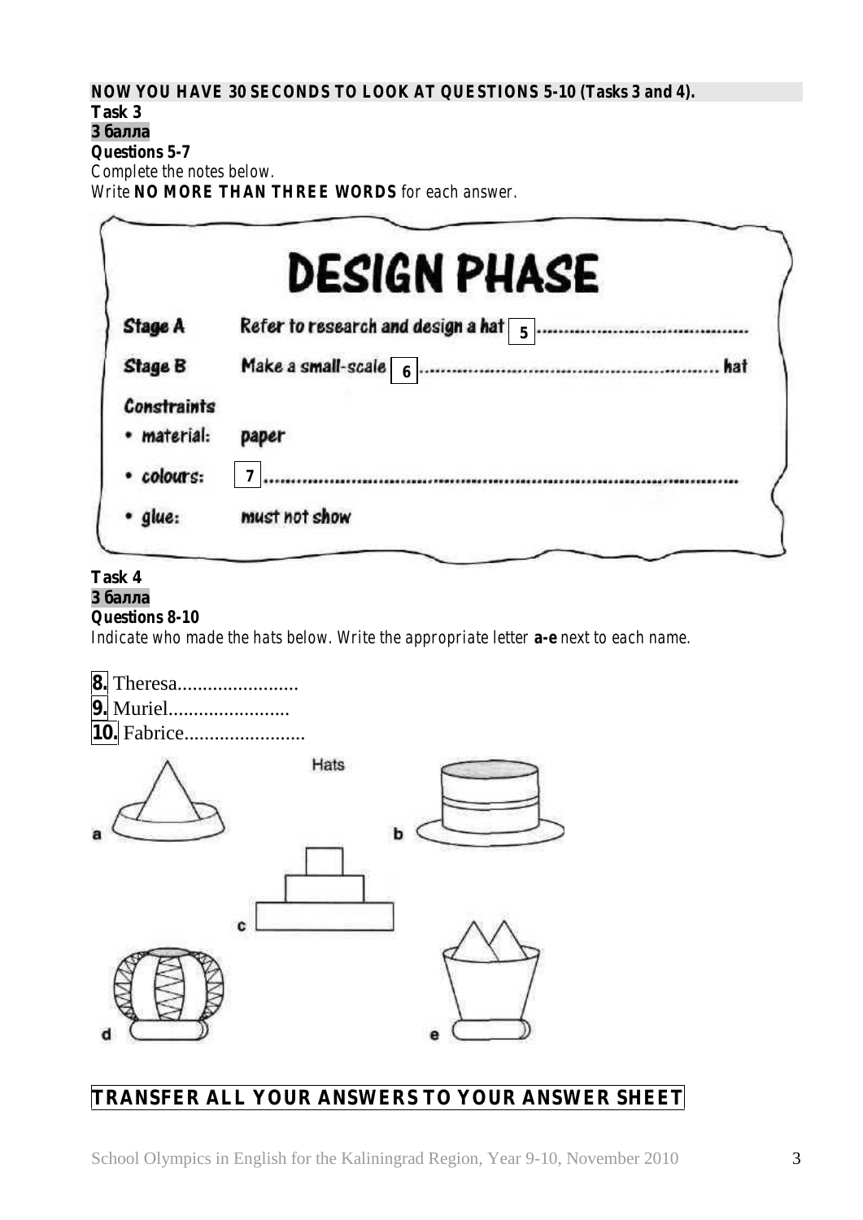**NOW YOU HAVE 30 SECONDS TO LOOK AT QUESTIONS 5-10 (Tasks 3 and 4).**

**Task 3**

**3 балла**

**Questions 5-7**

*Complete the notes below.*

*Write* **NO MORE THAN THREE WORDS** *for each answer.*

## DESIGN PHASE

| | |
|---|---|
| **Stage A** | Refer to research and design a hat **5** ........................................ |
| **Stage B** | Make a small-scale **6** ........................................ hat |
| **Constraints** | |
| • material: | paper |
| • colours: | **7** ........................................ |
| • glue: | must not show |

**Task 4**

**3 балла**

**Questions 8-10**

*Indicate who made the hats below. Write the appropriate letter* **a-e** *next to each name.*

**8.** Theresa........................

**9.** Muriel........................

**10.** Fabrice........................

Hats

a

b

c

d

e

**TRANSFER ALL YOUR ANSWERS TO YOUR ANSWER SHEET**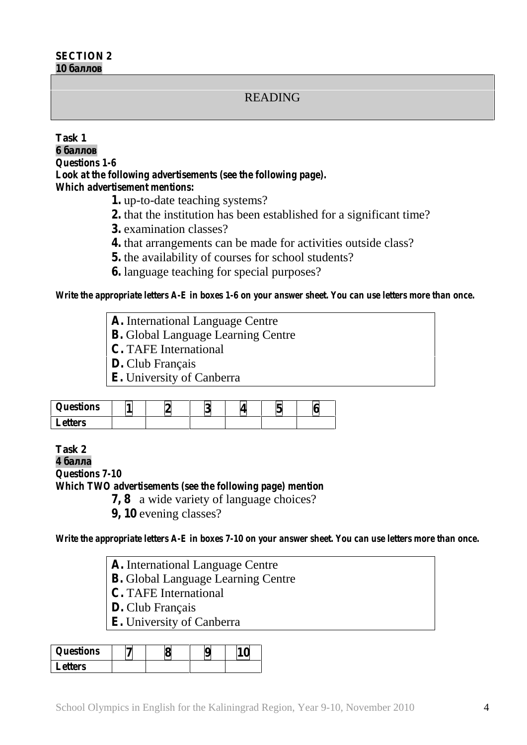**SECTION 2**
**10 баллов**

## READING

**Task 1**
**6 баллов**
***Questions 1-6***
***Look at the following advertisements (see the following page).***
***Which advertisement mentions:***

**1.** up-to-date teaching systems?
**2.** that the institution has been established for a significant time?
**3.** examination classes?
**4.** that arrangements can be made for activities outside class?
**5.** the availability of courses for school students?
**6.** language teaching for special purposes?

***Write the appropriate letters A-E in boxes 1-6 on your answer sheet. You can use letters more than once.***

**A.** International Language Centre
**B.** Global Language Learning Centre
**C.** TAFE International
**D.** Club Français
**E.** University of Canberra

| Questions | 1 | 2 | 3 | 4 | 5 | 6 |
|---|---|---|---|---|---|---|
| Letters | | | | | | |

**Task 2**
**4 балла**
***Questions 7-10***
***Which TWO advertisements (see the following page) mention***

**7, 8** a wide variety of language choices?
**9, 10** evening classes?

***Write the appropriate letters A-E in boxes 7-10 on your answer sheet. You can use letters more than once.***

**A.** International Language Centre
**B.** Global Language Learning Centre
**C.** TAFE International
**D.** Club Français
**E.** University of Canberra

| Questions | 7 | 8 | 9 | 10 |
|---|---|---|---|---|
| Letters | | | | |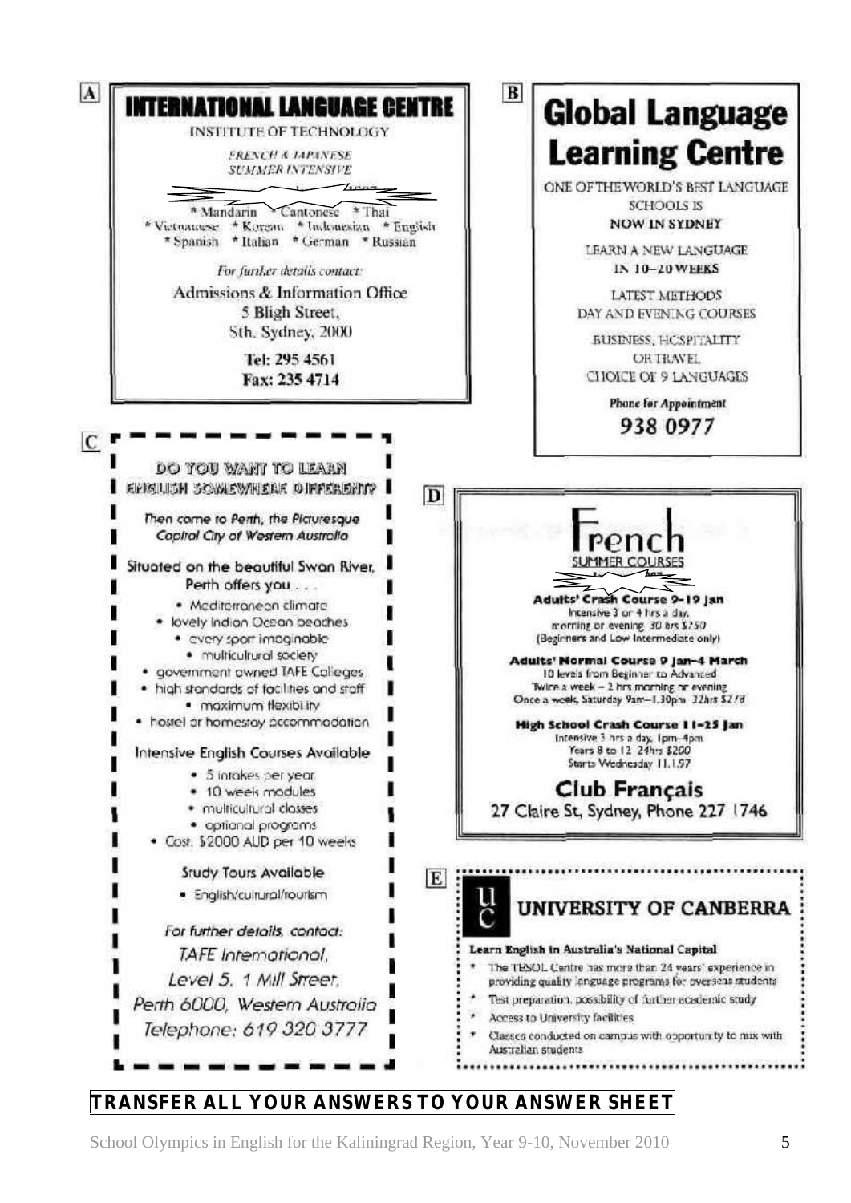**A**

# INTERNATIONAL LANGUAGE CENTRE

INSTITUTE OF TECHNOLOGY

*FRENCH & JAPANESE SUMMER INTENSIVE*

* Mandarin * Cantonese * Thai
* Vietnamese * Korean * Indonesian * English
* Spanish * Italian * German * Russian

*For further details contact:*

Admissions & Information Office
5 Bligh Street,
Sth. Sydney, 2000

**Tel: 295 4561**
**Fax: 235 4714**

**B**

# Global Language Learning Centre

ONE OF THE WORLD'S BEST LANGUAGE SCHOOLS IS
**NOW IN SYDNEY**

LEARN A NEW LANGUAGE
**IN 10–20 WEEKS**

LATEST METHODS
DAY AND EVENING COURSES

BUSINESS, HOSPITALITY OR TRAVEL
CHOICE OF 9 LANGUAGES

**Phone for Appointment**
**938 0977**

**C**

DO YOU WANT TO LEARN ENGLISH SOMEWHERE DIFFERENT?

*Then come to Perth, the Picturesque Capital City of Western Australia*

Situated on the beautiful Swan River, Perth offers you . . .

- Mediterranean climate
- lovely Indian Ocean beaches
- every sport imaginable
- multicultural society
- government owned TAFE Colleges
- high standards of facilities and staff
- maximum flexibility
- hostel or homestay accommodation

Intensive English Courses Available

- 5 intakes per year
- 10 week modules
- multicultural classes
- optional programs
- Cost. $2000 AUD per 10 weeks

Study Tours Available

- English/cultural/tourism

*For further details, contact:*

*TAFE International,*
*Level 5, 1 Mill Street,*
*Perth 6000, Western Australia*
*Telephone: 619 320 3777*

**D**

# French
SUMMER COURSES

**Adults' Crash Course 9–19 Jan**
Intensive 3 or 4 hrs a day,
morning or evening. 30 hrs $250
(Beginners and Low Intermediate only)

**Adults' Normal Course 9 Jan–4 March**
10 levels from Beginner to Advanced
Twice a week – 2 hrs morning or evening
Once a week, Saturday 9am–1.30pm 32hrs $276

**High School Crash Course 11–25 Jan**
Intensive 3 hrs a day, 1pm–4pm
Years 8 to 12 24hrs $200
Starts Wednesday 11.1.97

**Club Français**
27 Claire St, Sydney, Phone 227 1746

**E**

# UNIVERSITY OF CANBERRA

**Learn English in Australia's National Capital**

- The TESOL Centre has more than 24 years' experience in providing quality language programs for overseas students
- Test preparation, possibility of further academic study
- Access to University facilities
- Classes conducted on campus with opportunity to mix with Australian students

**TRANSFER ALL YOUR ANSWERS TO YOUR ANSWER SHEET**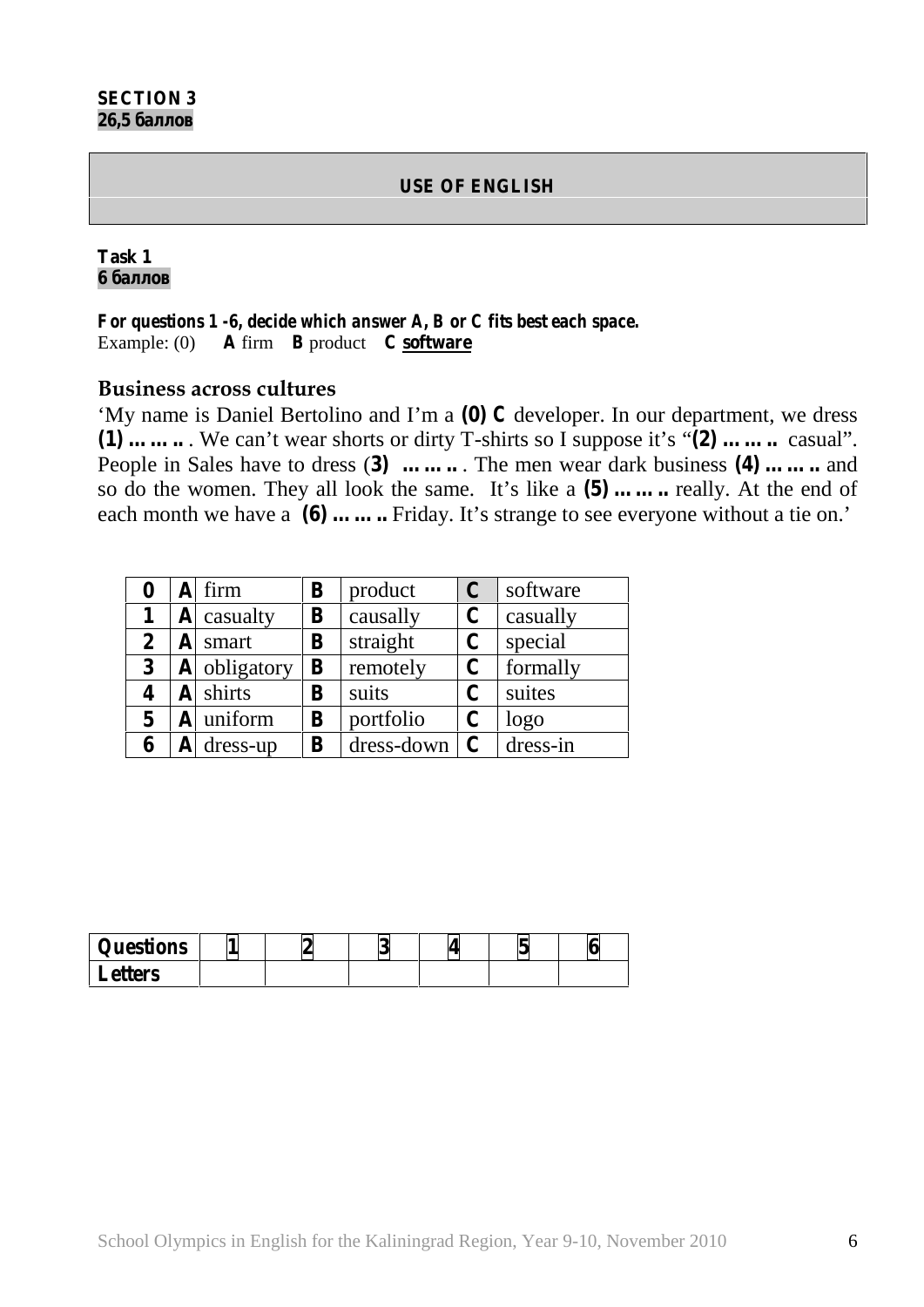**SECTION 3**
**26,5 баллов**

## USE OF ENGLISH

**Task 1**
**6 баллов**

***For questions 1 -6, decide which answer A, B or C fits best each space.***
Example: (0) **A** firm **B** product **C software**

### Business across cultures

'My name is Daniel Bertolino and I'm a **(0) C** developer. In our department, we dress **(1) ……..** . We can't wear shorts or dirty T-shirts so I suppose it's "**(2) ……..** casual". People in Sales have to dress (**3) ……..** . The men wear dark business **(4) ……..** and so do the women. They all look the same. It's like a **(5) ……..** really. At the end of each month we have a **(6) ……..** Friday. It's strange to see everyone without a tie on.'

| | | | | | | |
|---|---|---|---|---|---|---|
| **0** | **A** | firm | **B** | product | **C** | software |
| **1** | **A** | casualty | **B** | causally | **C** | casually |
| **2** | **A** | smart | **B** | straight | **C** | special |
| **3** | **A** | obligatory | **B** | remotely | **C** | formally |
| **4** | **A** | shirts | **B** | suits | **C** | suites |
| **5** | **A** | uniform | **B** | portfolio | **C** | logo |
| **6** | **A** | dress-up | **B** | dress-down | **C** | dress-in |

| **Questions** | **1** | **2** | **3** | **4** | **5** | **6** |
|---|---|---|---|---|---|---|
| **Letters** | | | | | | |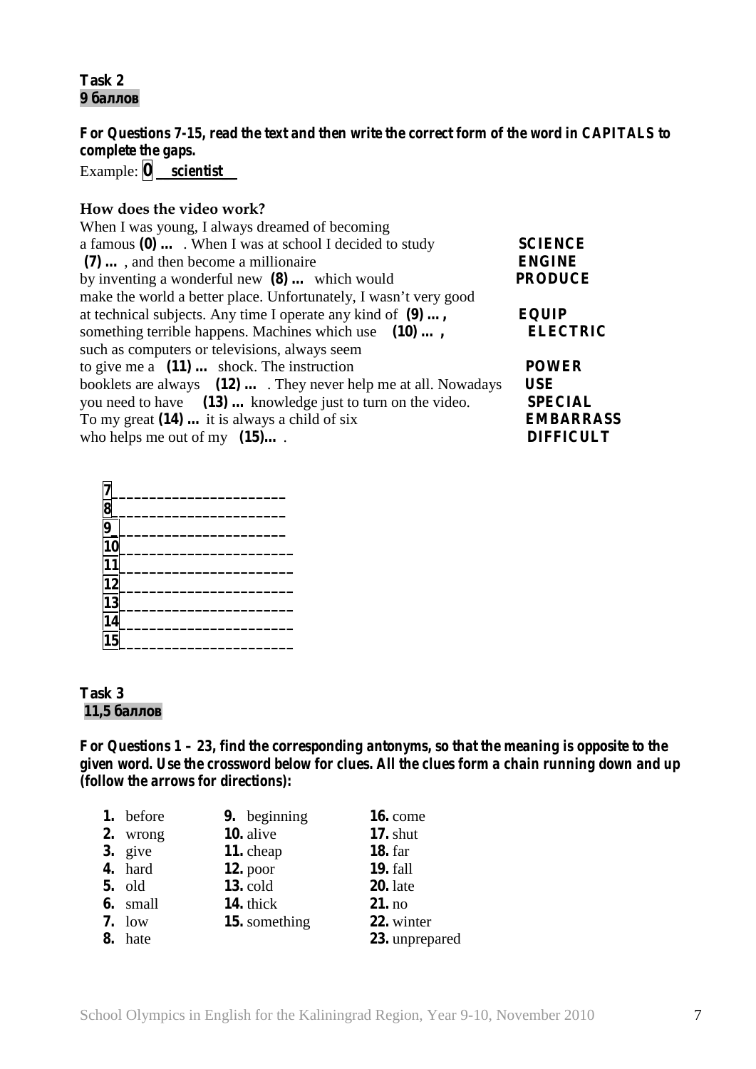**Task 2**
**9 баллов**

***For Questions 7-15, read the text and then write the correct form of the word in CAPITALS to complete the gaps.***

Example: **0** __**scientist**__

### How does the video work?

| | |
|---|---|
| When I was young, I always dreamed of becoming | |
| a famous **(0) ...** . When I was at school I decided to study | **SCIENCE** |
| **(7) ...** , and then become a millionaire | **ENGINE** |
| by inventing a wonderful new **(8) ...** which would | **PRODUCE** |
| make the world a better place. Unfortunately, I wasn't very good | |
| at technical subjects. Any time I operate any kind of **(9) ... ,** | **EQUIP** |
| something terrible happens. Machines which use **(10) ... ,** | **ELECTRIC** |
| such as computers or televisions, always seem | |
| to give me a **(11) ...** shock. The instruction | **POWER** |
| booklets are always **(12) ...** . They never help me at all. Nowadays | **USE** |
| you need to have **(13) ...** knowledge just to turn on the video. | **SPECIAL** |
| To my great **(14) ...** it is always a child of six | **EMBARRASS** |
| who helps me out of my **(15)...** . | **DIFFICULT** |

**7**_____________________
**8**_____________________
**9**_____________________
**10**_____________________
**11**_____________________
**12**_____________________
**13**_____________________
**14**_____________________
**15**_____________________

**Task 3**
**11,5 баллов**

***For Questions 1 – 23, find the corresponding antonyms, so that the meaning is opposite to the given word. Use the crossword below for clues. All the clues form a chain running down and up (follow the arrows for directions):***

| | | |
|---|---|---|
| **1.** before | **9.** beginning | **16.** come |
| **2.** wrong | **10.** alive | **17.** shut |
| **3.** give | **11.** cheap | **18.** far |
| **4.** hard | **12.** poor | **19.** fall |
| **5.** old | **13.** cold | **20.** late |
| **6.** small | **14.** thick | **21.** no |
| **7.** low | **15.** something | **22.** winter |
| **8.** hate | | **23.** unprepared |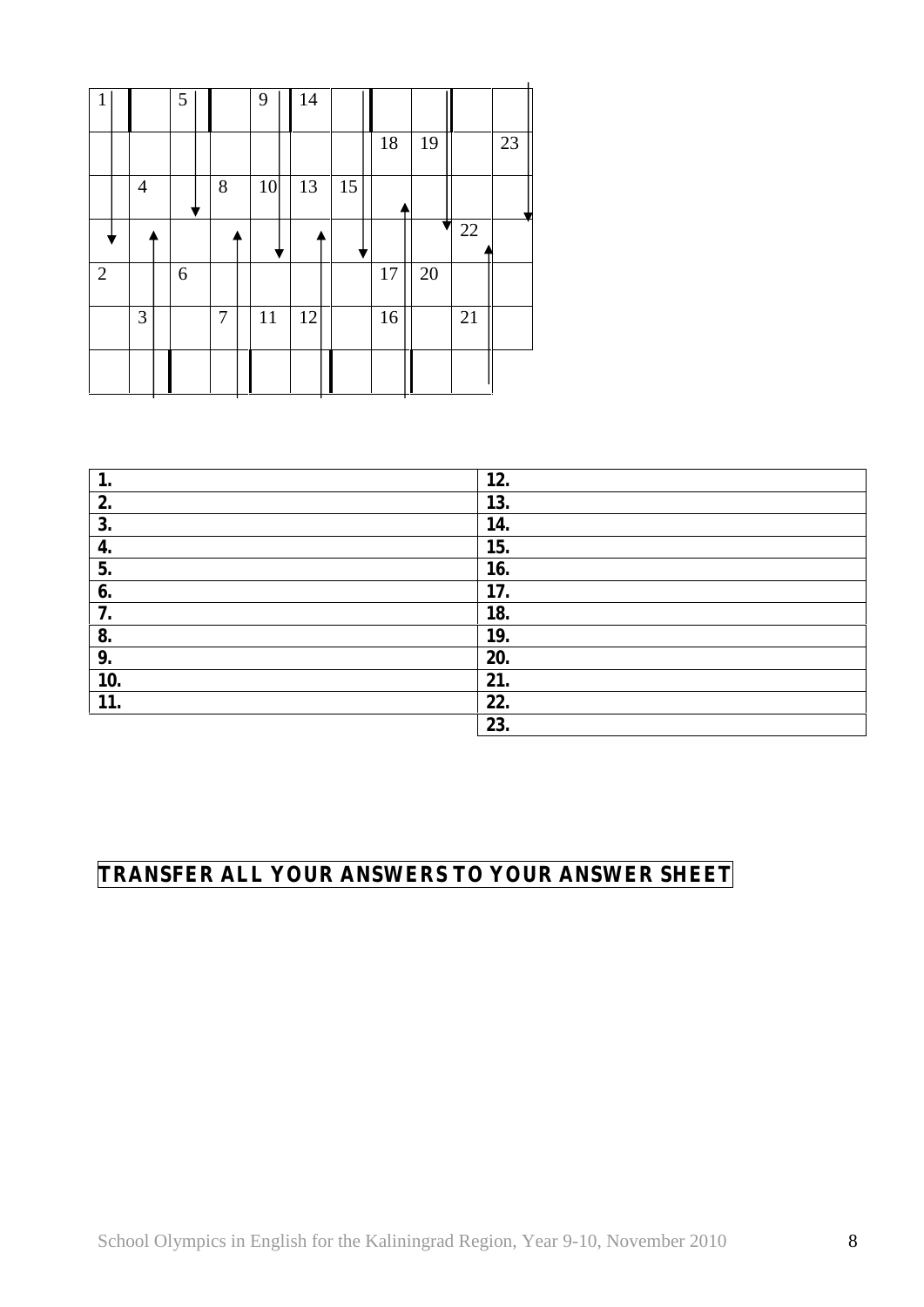| 1 | | 5 | | 9 | 14 | | | | | |
|---|---|---|---|---|---|---|---|---|---|---|
| | | | | | | | 18 | 19 | | 23 |
| | 4 | | 8 | 10 | 13 | 15 | | | | |
| | | | | | | | | | 22 | |
| 2 | | 6 | | | | | 17 | 20 | | |
| | 3 | | 7 | 11 | 12 | | 16 | | 21 | |
| | | | | | | | | | | |

| | |
|---|---|
| 1. | 12. |
| 2. | 13. |
| 3. | 14. |
| 4. | 15. |
| 5. | 16. |
| 6. | 17. |
| 7. | 18. |
| 8. | 19. |
| 9. | 20. |
| 10. | 21. |
| 11. | 22. |
| | 23. |

**TRANSFER ALL YOUR ANSWERS TO YOUR ANSWER SHEET**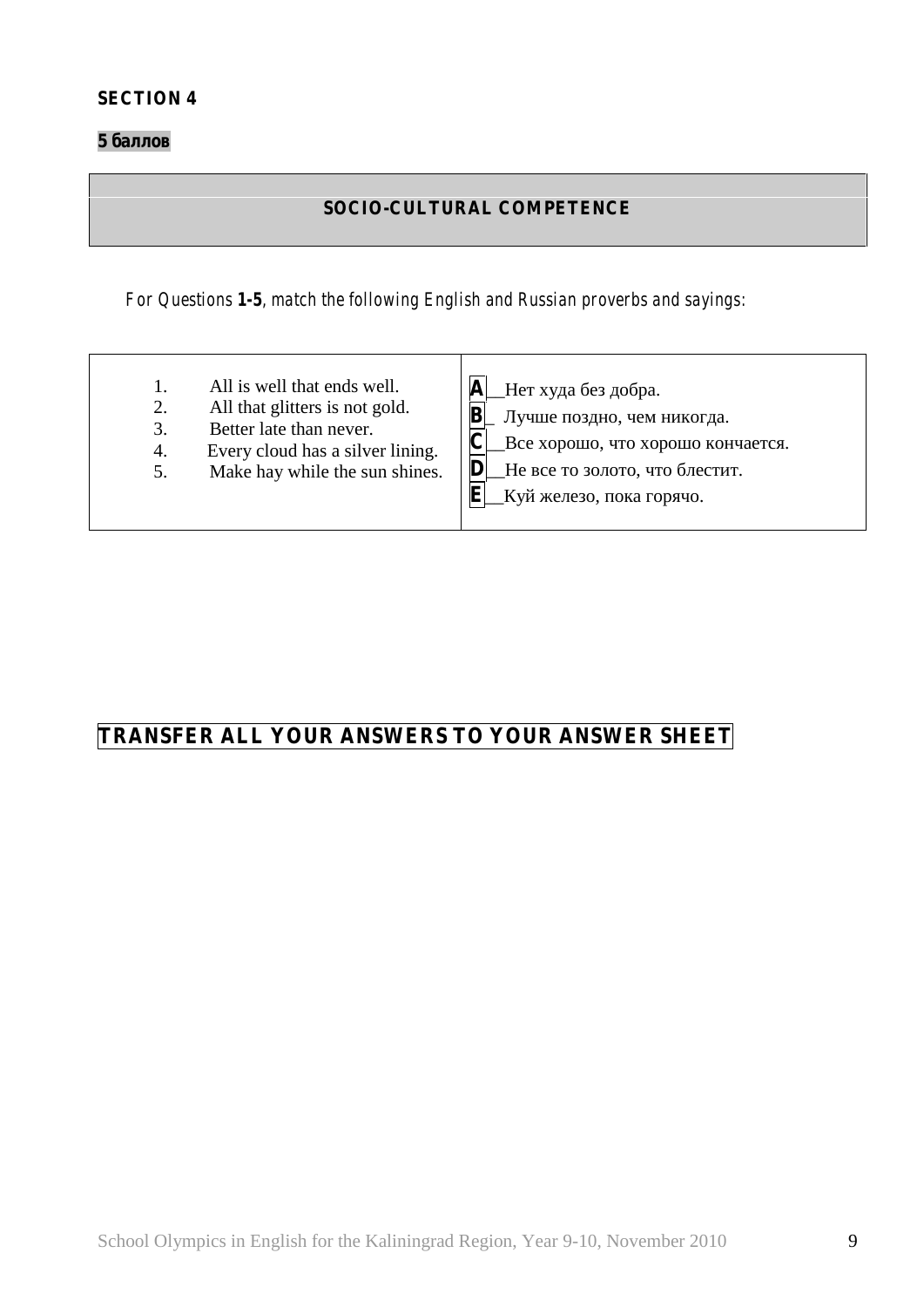**SECTION 4**

**5 баллов**

## SOCIO-CULTURAL COMPETENCE

*For Questions **1-5**, match the following English and Russian proverbs and sayings:*

| | |
|---|---|
| 1. All is well that ends well.<br>2. All that glitters is not gold.<br>3. Better late than never.<br>4. Every cloud has a silver lining.<br>5. Make hay while the sun shines. | **A** __Нет худа без добра.<br>**B**_ Лучше поздно, чем никогда.<br>**C** __Все хорошо, что хорошо кончается.<br>**D** __Не все то золото, что блестит.<br>**E** __Куй железо, пока горячо. |

**TRANSFER ALL YOUR ANSWERS TO YOUR ANSWER SHEET**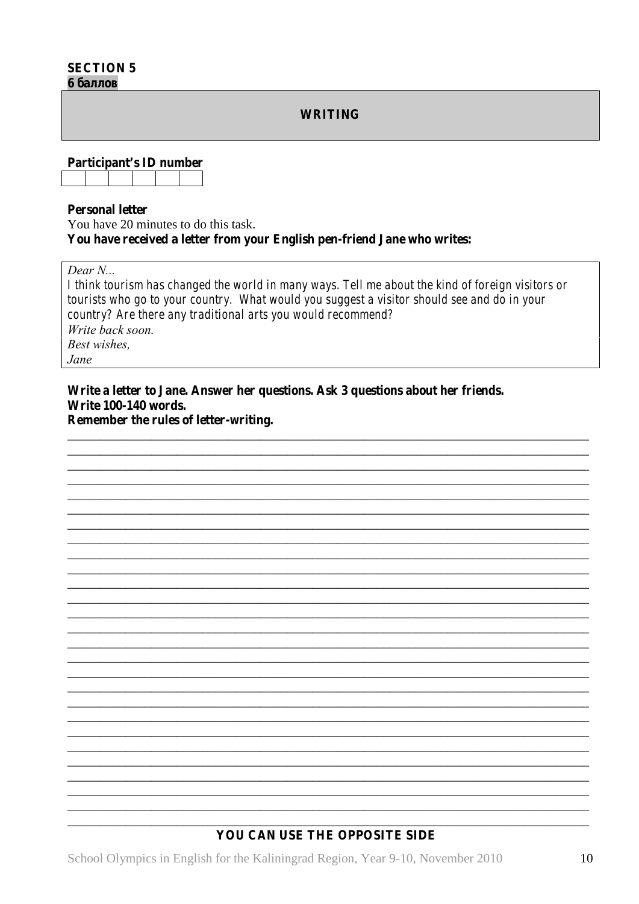**SECTION 5**
**6 баллов**

## WRITING

**Participant's ID number**

| | | | | | |
|---|---|---|---|---|---|
| | | | | | |

**Personal letter**

You have 20 minutes to do this task.

**You have received a letter from your English pen-friend Jane who writes:**

*Dear N...*
*I think tourism has changed the world in many ways. Tell me about the kind of foreign visitors or tourists who go to your country. What would you suggest a visitor should see and do in your country? Are there any traditional arts you would recommend?*
*Write back soon.*
*Best wishes,*
*Jane*

**Write a letter to Jane. Answer her questions. Ask 3 questions about her friends.**
**Write 100-140 words.**
**Remember the rules of letter-writing.**

**YOU CAN USE THE OPPOSITE SIDE**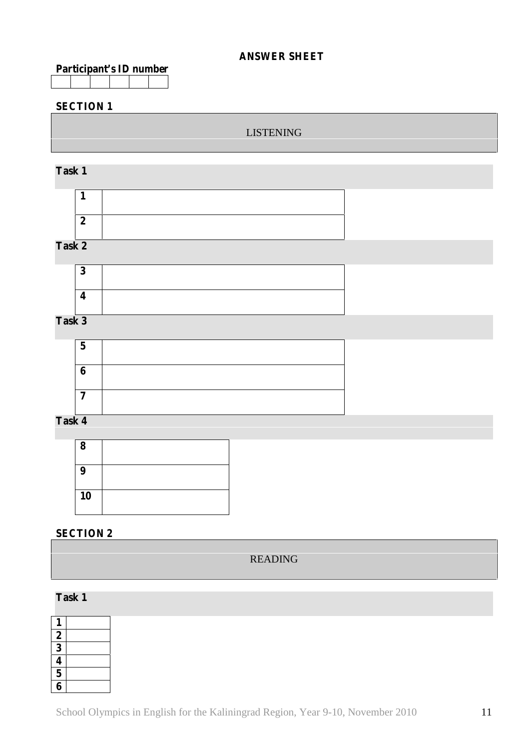# ANSWER SHEET

**Participant's ID number**

| | | | | | |
|---|---|---|---|---|---|
| | | | | | |

## SECTION 1

### LISTENING

**Task 1**

| | |
|---|---|
| **1** | |
| **2** | |

**Task 2**

| | |
|---|---|
| **3** | |
| **4** | |

**Task 3**

| | |
|---|---|
| **5** | |
| **6** | |
| **7** | |

**Task 4**

| | |
|---|---|
| **8** | |
| **9** | |
| **10** | |

## SECTION 2

### READING

**Task 1**

| | |
|---|---|
| **1** | |
| **2** | |
| **3** | |
| **4** | |
| **5** | |
| **6** | |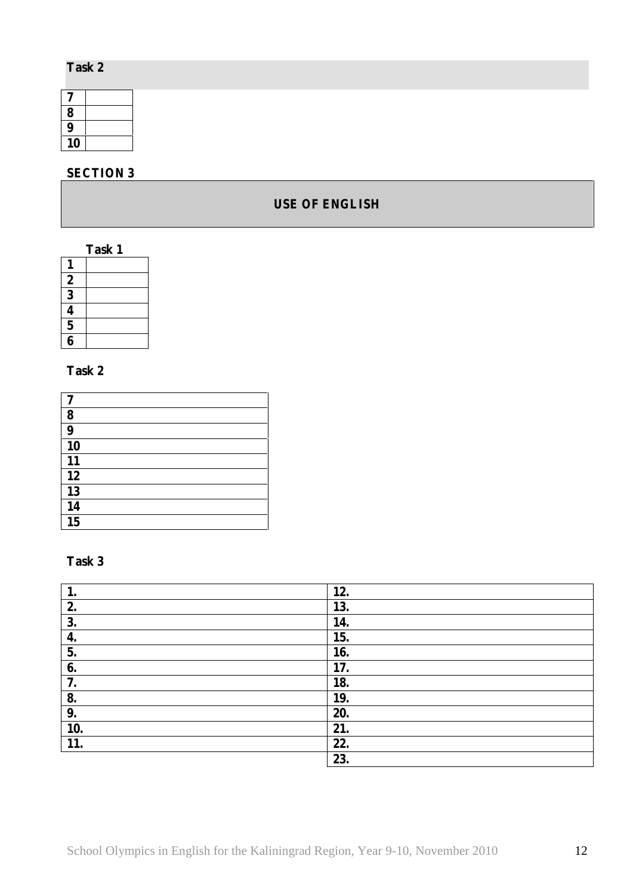**Task 2**

| | |
|---|---|
| 7 | |
| 8 | |
| 9 | |
| 10 | |

**SECTION 3**

## USE OF ENGLISH

**Task 1**

| | |
|---|---|
| 1 | |
| 2 | |
| 3 | |
| 4 | |
| 5 | |
| 6 | |

**Task 2**

| |
|---|
| 7 |
| 8 |
| 9 |
| 10 |
| 11 |
| 12 |
| 13 |
| 14 |
| 15 |

**Task 3**

| | |
|---|---|
| 1. | 12. |
| 2. | 13. |
| 3. | 14. |
| 4. | 15. |
| 5. | 16. |
| 6. | 17. |
| 7. | 18. |
| 8. | 19. |
| 9. | 20. |
| 10. | 21. |
| 11. | 22. |
| | 23. |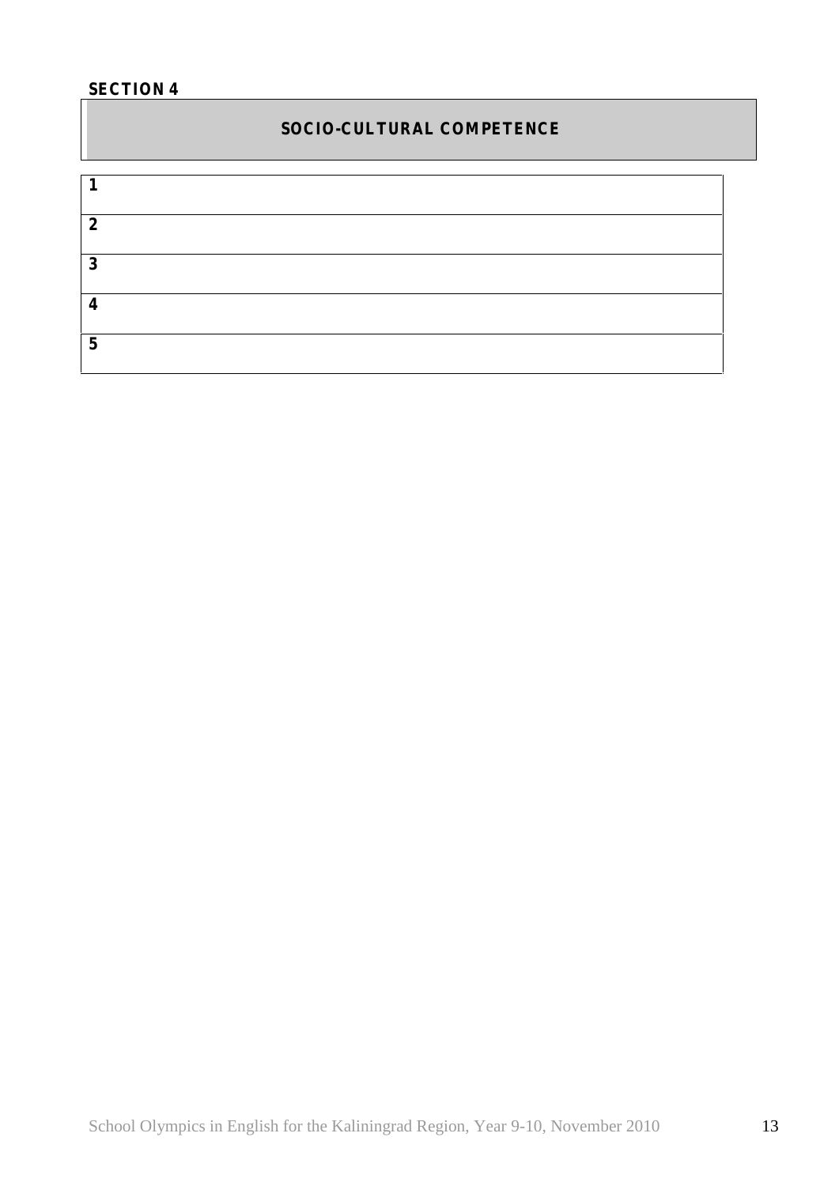**SECTION 4**

## SOCIO-CULTURAL COMPETENCE

| | |
|---|---|
| **1** | |
| **2** | |
| **3** | |
| **4** | |
| **5** | |